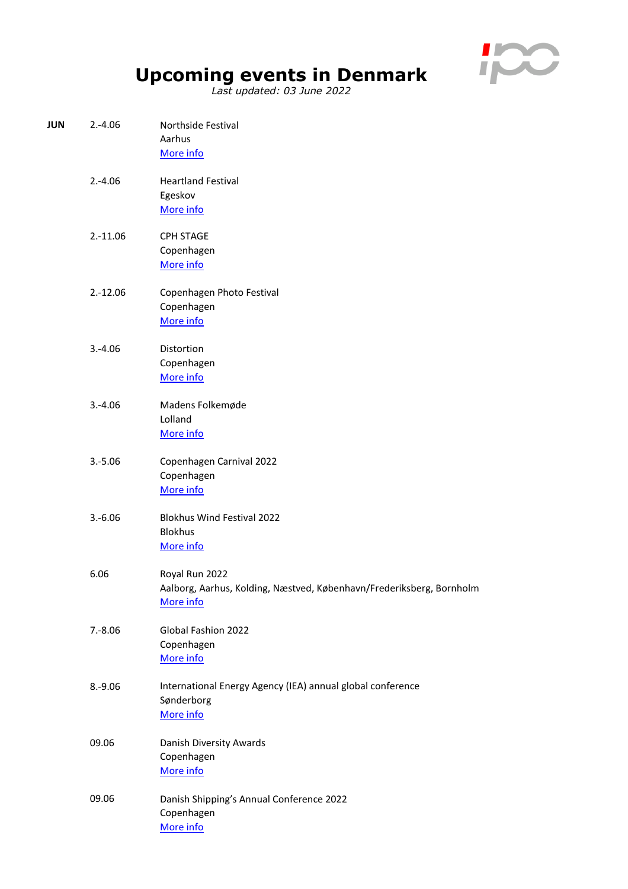# Upcoming events in Denmark

*Last updated: 03 June 2022*

**JUN**

2.-4.06
Northside Festival
Aarhus
More info

2.-4.06
Heartland Festival
Egeskov
More info

2.-11.06
CPH STAGE
Copenhagen
More info

2.-12.06
Copenhagen Photo Festival
Copenhagen
More info

3.-4.06
Distortion
Copenhagen
More info

3.-4.06
Madens Folkemøde
Lolland
More info

3.-5.06
Copenhagen Carnival 2022
Copenhagen
More info

3.-6.06
Blokhus Wind Festival 2022
Blokhus
More info

6.06
Royal Run 2022
Aalborg, Aarhus, Kolding, Næstved, København/Frederiksberg, Bornholm
More info

7.-8.06
Global Fashion 2022
Copenhagen
More info

8.-9.06
International Energy Agency (IEA) annual global conference
Sønderborg
More info

09.06
Danish Diversity Awards
Copenhagen
More info

09.06
Danish Shipping's Annual Conference 2022
Copenhagen
More info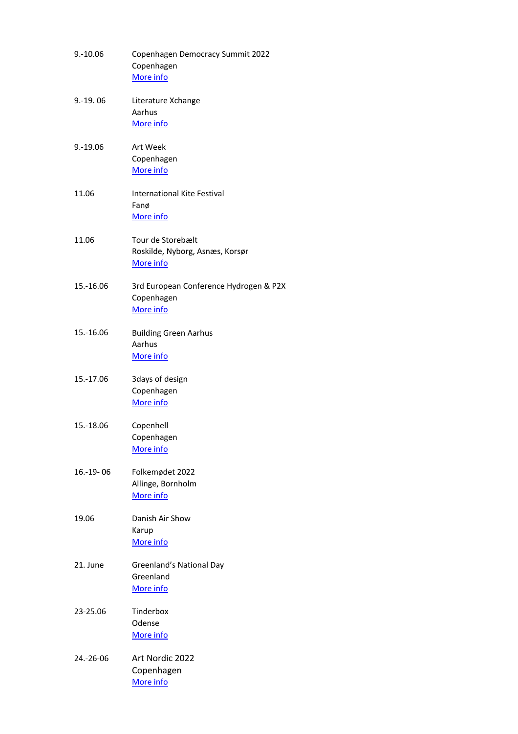9.-10.06 Copenhagen Democracy Summit 2022
Copenhagen
More info

9.-19. 06 Literature Xchange
Aarhus
More info

9.-19.06 Art Week
Copenhagen
More info

11.06 International Kite Festival
Fanø
More info

11.06 Tour de Storebælt
Roskilde, Nyborg, Asnæs, Korsør
More info

15.-16.06 3rd European Conference Hydrogen & P2X
Copenhagen
More info

15.-16.06 Building Green Aarhus
Aarhus
More info

15.-17.06 3days of design
Copenhagen
More info

15.-18.06 Copenhell
Copenhagen
More info

16.-19- 06 Folkemødet 2022
Allinge, Bornholm
More info

19.06 Danish Air Show
Karup
More info

21. June Greenland's National Day
Greenland
More info

23-25.06 Tinderbox
Odense
More info

24.-26-06 Art Nordic 2022
Copenhagen
More info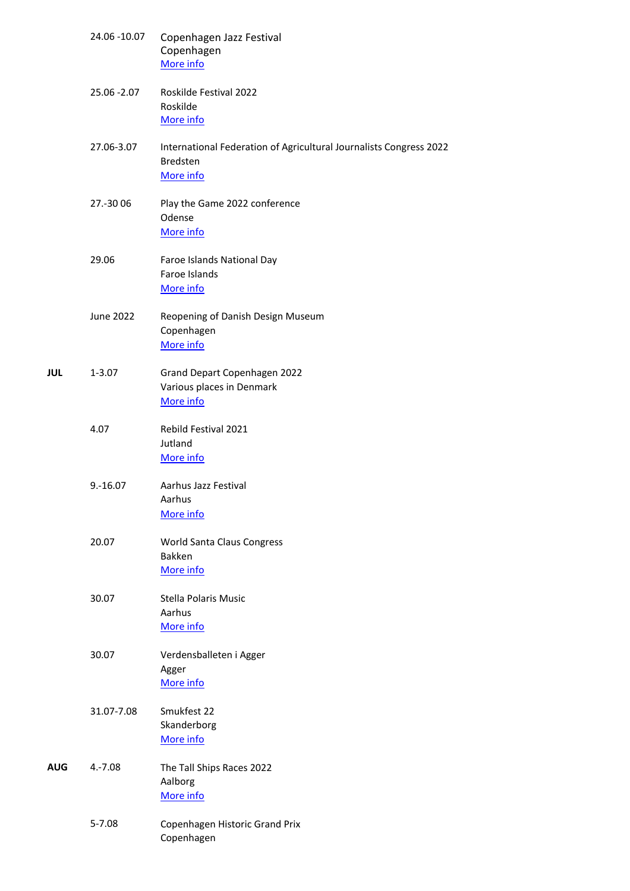| | | |
|---|---|---|
| | 24.06 -10.07 | Copenhagen Jazz Festival<br>Copenhagen<br>More info |
| | 25.06 -2.07 | Roskilde Festival 2022<br>Roskilde<br>More info |
| | 27.06-3.07 | International Federation of Agricultural Journalists Congress 2022<br>Bredsten<br>More info |
| | 27.-30 06 | Play the Game 2022 conference<br>Odense<br>More info |
| | 29.06 | Faroe Islands National Day<br>Faroe Islands<br>More info |
| | June 2022 | Reopening of Danish Design Museum<br>Copenhagen<br>More info |
| **JUL** | 1-3.07 | Grand Depart Copenhagen 2022<br>Various places in Denmark<br>More info |
| | 4.07 | Rebild Festival 2021<br>Jutland<br>More info |
| | 9.-16.07 | Aarhus Jazz Festival<br>Aarhus<br>More info |
| | 20.07 | World Santa Claus Congress<br>Bakken<br>More info |
| | 30.07 | Stella Polaris Music<br>Aarhus<br>More info |
| | 30.07 | Verdensballeten i Agger<br>Agger<br>More info |
| | 31.07-7.08 | Smukfest 22<br>Skanderborg<br>More info |
| **AUG** | 4.-7.08 | The Tall Ships Races 2022<br>Aalborg<br>More info |
| | 5-7.08 | Copenhagen Historic Grand Prix<br>Copenhagen |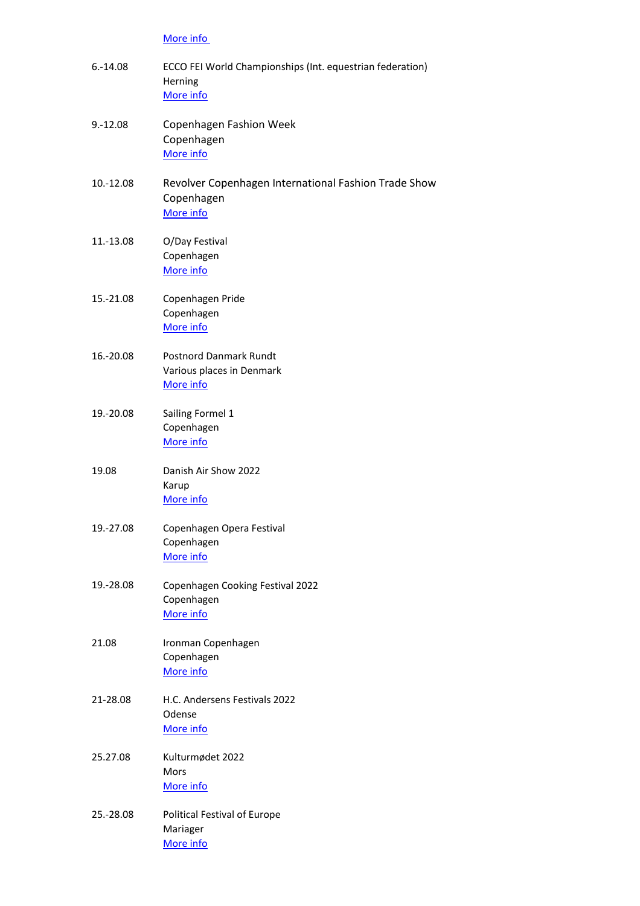More info

| | |
|---|---|
| 6.-14.08 | ECCO FEI World Championships (Int. equestrian federation)<br>Herning<br>More info |
| 9.-12.08 | Copenhagen Fashion Week<br>Copenhagen<br>More info |
| 10.-12.08 | Revolver Copenhagen International Fashion Trade Show<br>Copenhagen<br>More info |
| 11.-13.08 | O/Day Festival<br>Copenhagen<br>More info |
| 15.-21.08 | Copenhagen Pride<br>Copenhagen<br>More info |
| 16.-20.08 | Postnord Danmark Rundt<br>Various places in Denmark<br>More info |
| 19.-20.08 | Sailing Formel 1<br>Copenhagen<br>More info |
| 19.08 | Danish Air Show 2022<br>Karup<br>More info |
| 19.-27.08 | Copenhagen Opera Festival<br>Copenhagen<br>More info |
| 19.-28.08 | Copenhagen Cooking Festival 2022<br>Copenhagen<br>More info |
| 21.08 | Ironman Copenhagen<br>Copenhagen<br>More info |
| 21-28.08 | H.C. Andersens Festivals 2022<br>Odense<br>More info |
| 25.27.08 | Kulturmødet 2022<br>Mors<br>More info |
| 25.-28.08 | Political Festival of Europe<br>Mariager<br>More info |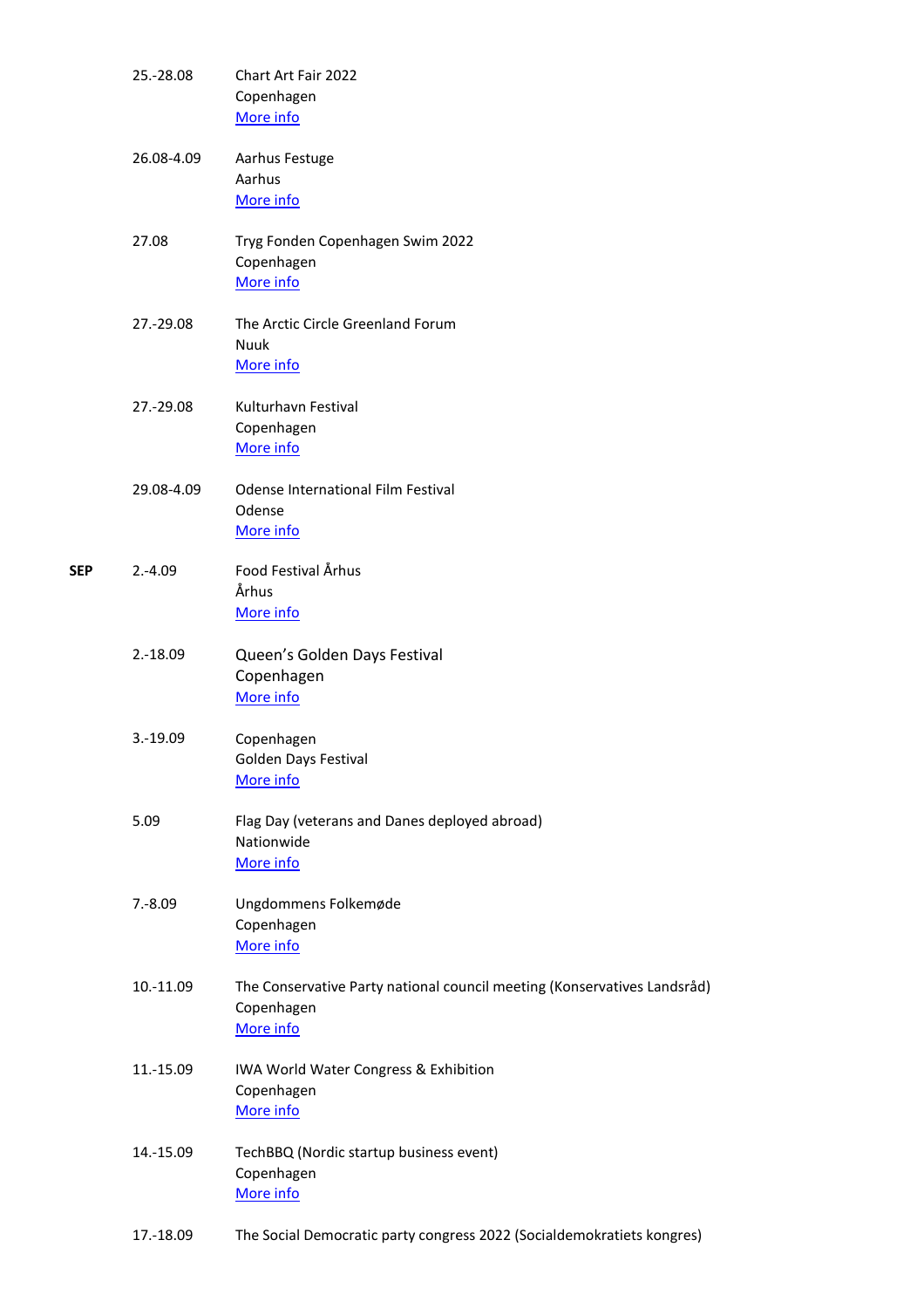| | | |
|---|---|---|
| | 25.-28.08 | Chart Art Fair 2022<br>Copenhagen<br>More info |
| | 26.08-4.09 | Aarhus Festuge<br>Aarhus<br>More info |
| | 27.08 | Tryg Fonden Copenhagen Swim 2022<br>Copenhagen<br>More info |
| | 27.-29.08 | The Arctic Circle Greenland Forum<br>Nuuk<br>More info |
| | 27.-29.08 | Kulturhavn Festival<br>Copenhagen<br>More info |
| | 29.08-4.09 | Odense International Film Festival<br>Odense<br>More info |
| **SEP** | 2.-4.09 | Food Festival Århus<br>Århus<br>More info |
| | 2.-18.09 | Queen's Golden Days Festival<br>Copenhagen<br>More info |
| | 3.-19.09 | Copenhagen<br>Golden Days Festival<br>More info |
| | 5.09 | Flag Day (veterans and Danes deployed abroad)<br>Nationwide<br>More info |
| | 7.-8.09 | Ungdommens Folkemøde<br>Copenhagen<br>More info |
| | 10.-11.09 | The Conservative Party national council meeting (Konservatives Landsråd)<br>Copenhagen<br>More info |
| | 11.-15.09 | IWA World Water Congress & Exhibition<br>Copenhagen<br>More info |
| | 14.-15.09 | TechBBQ (Nordic startup business event)<br>Copenhagen<br>More info |
| | 17.-18.09 | The Social Democratic party congress 2022 (Socialdemokratiets kongres) |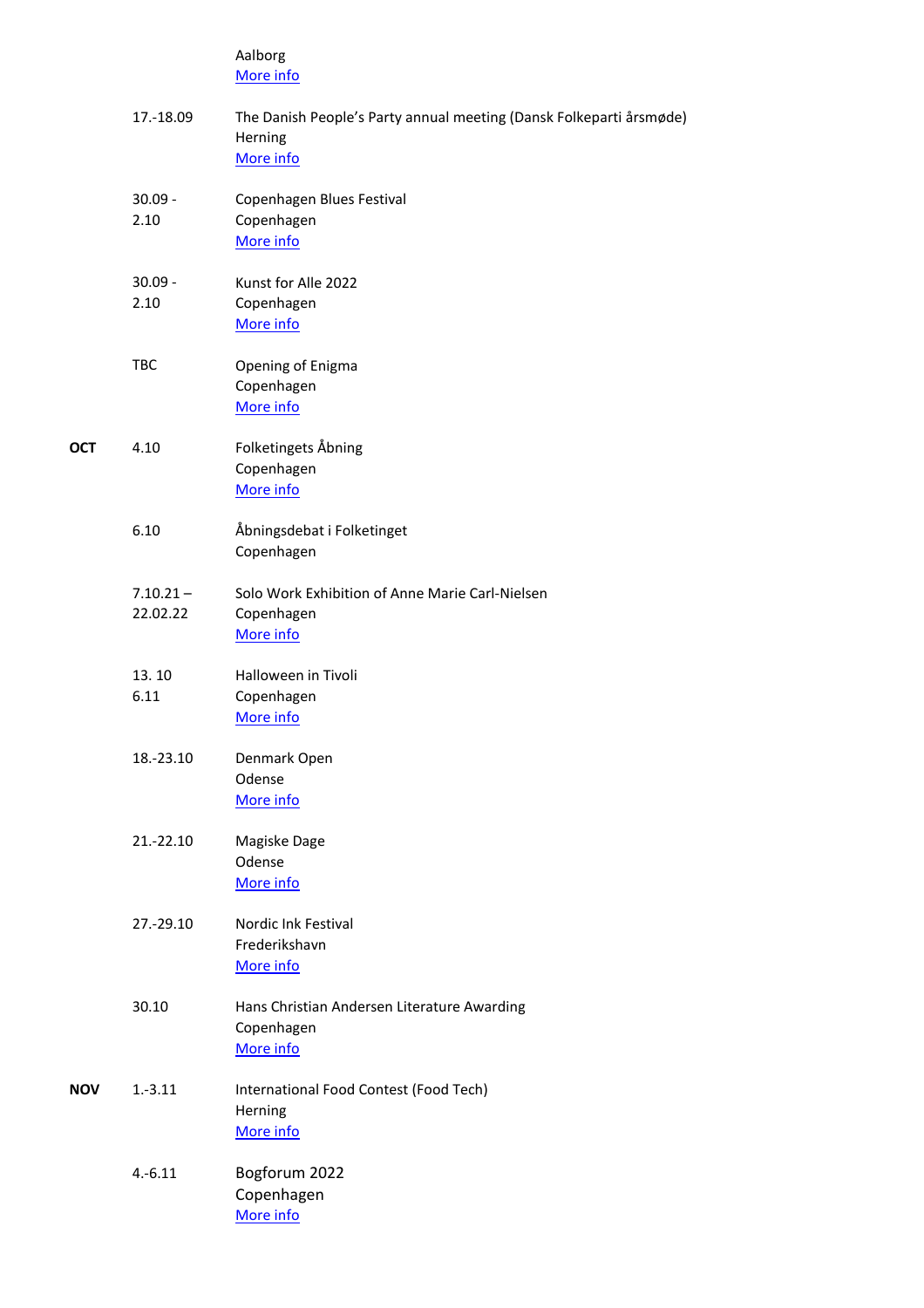| | | |
|---|---|---|
| | | Aalborg<br>More info |
| | 17.-18.09 | The Danish People's Party annual meeting (Dansk Folkeparti årsmøde)<br>Herning<br>More info |
| | 30.09 - 2.10 | Copenhagen Blues Festival<br>Copenhagen<br>More info |
| | 30.09 - 2.10 | Kunst for Alle 2022<br>Copenhagen<br>More info |
| | TBC | Opening of Enigma<br>Copenhagen<br>More info |
| **OCT** | 4.10 | Folketingets Åbning<br>Copenhagen<br>More info |
| | 6.10 | Åbningsdebat i Folketinget<br>Copenhagen |
| | 7.10.21 – 22.02.22 | Solo Work Exhibition of Anne Marie Carl-Nielsen<br>Copenhagen<br>More info |
| | 13. 10<br>6.11 | Halloween in Tivoli<br>Copenhagen<br>More info |
| | 18.-23.10 | Denmark Open<br>Odense<br>More info |
| | 21.-22.10 | Magiske Dage<br>Odense<br>More info |
| | 27.-29.10 | Nordic Ink Festival<br>Frederikshavn<br>More info |
| | 30.10 | Hans Christian Andersen Literature Awarding<br>Copenhagen<br>More info |
| **NOV** | 1.-3.11 | International Food Contest (Food Tech)<br>Herning<br>More info |
| | 4.-6.11 | Bogforum 2022<br>Copenhagen<br>More info |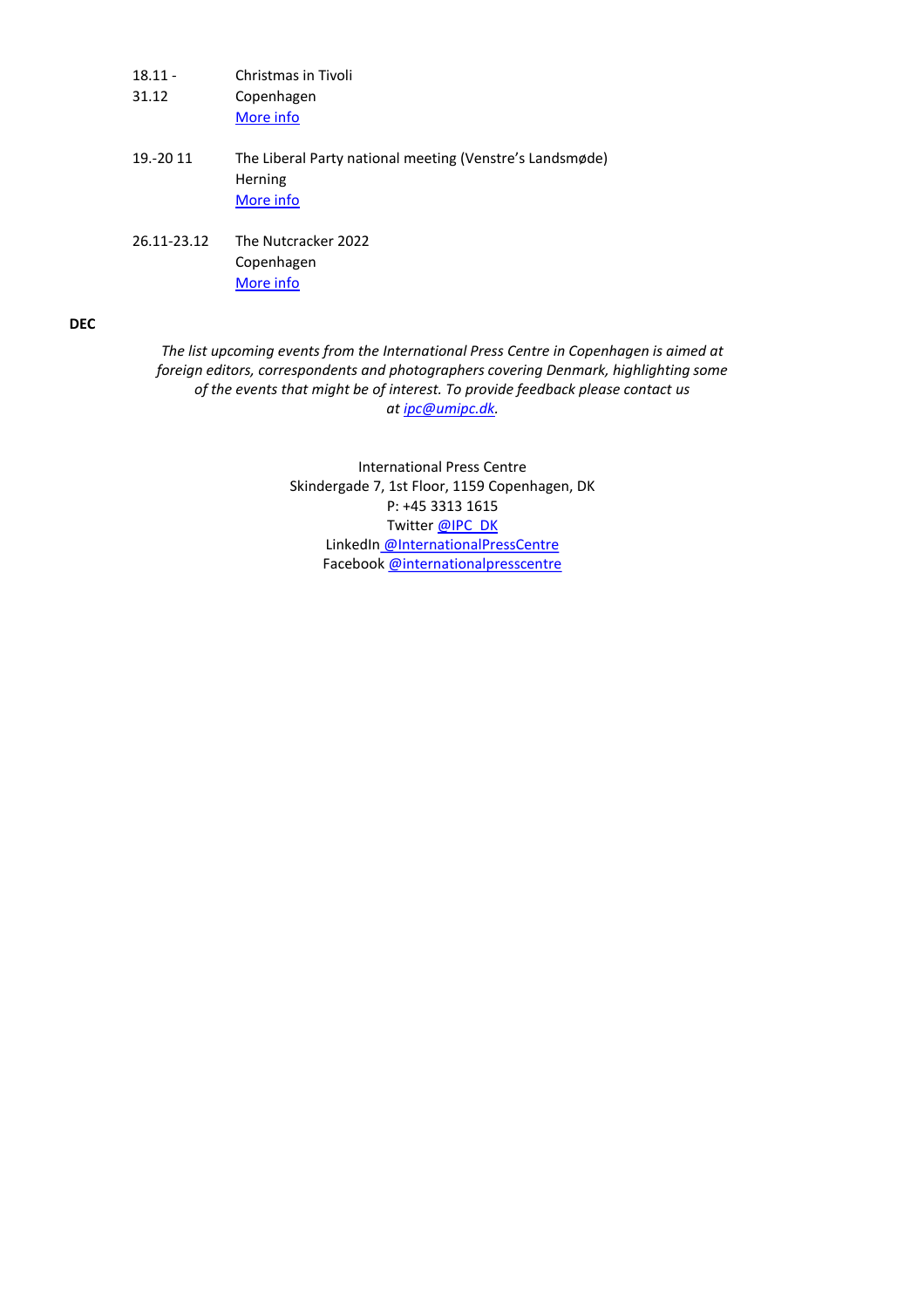18.11 - 31.12 Christmas in Tivoli
Copenhagen
[More info]

19.-20 11 The Liberal Party national meeting (Venstre's Landsmøde)
Herning
[More info]

26.11-23.12 The Nutcracker 2022
Copenhagen
[More info]

**DEC**

*The list upcoming events from the International Press Centre in Copenhagen is aimed at foreign editors, correspondents and photographers covering Denmark, highlighting some of the events that might be of interest. To provide feedback please contact us at ipc@umipc.dk.*

International Press Centre
Skindergade 7, 1st Floor, 1159 Copenhagen, DK
P: +45 3313 1615
Twitter @IPC_DK
LinkedIn @InternationalPressCentre
Facebook @internationalpresscentre